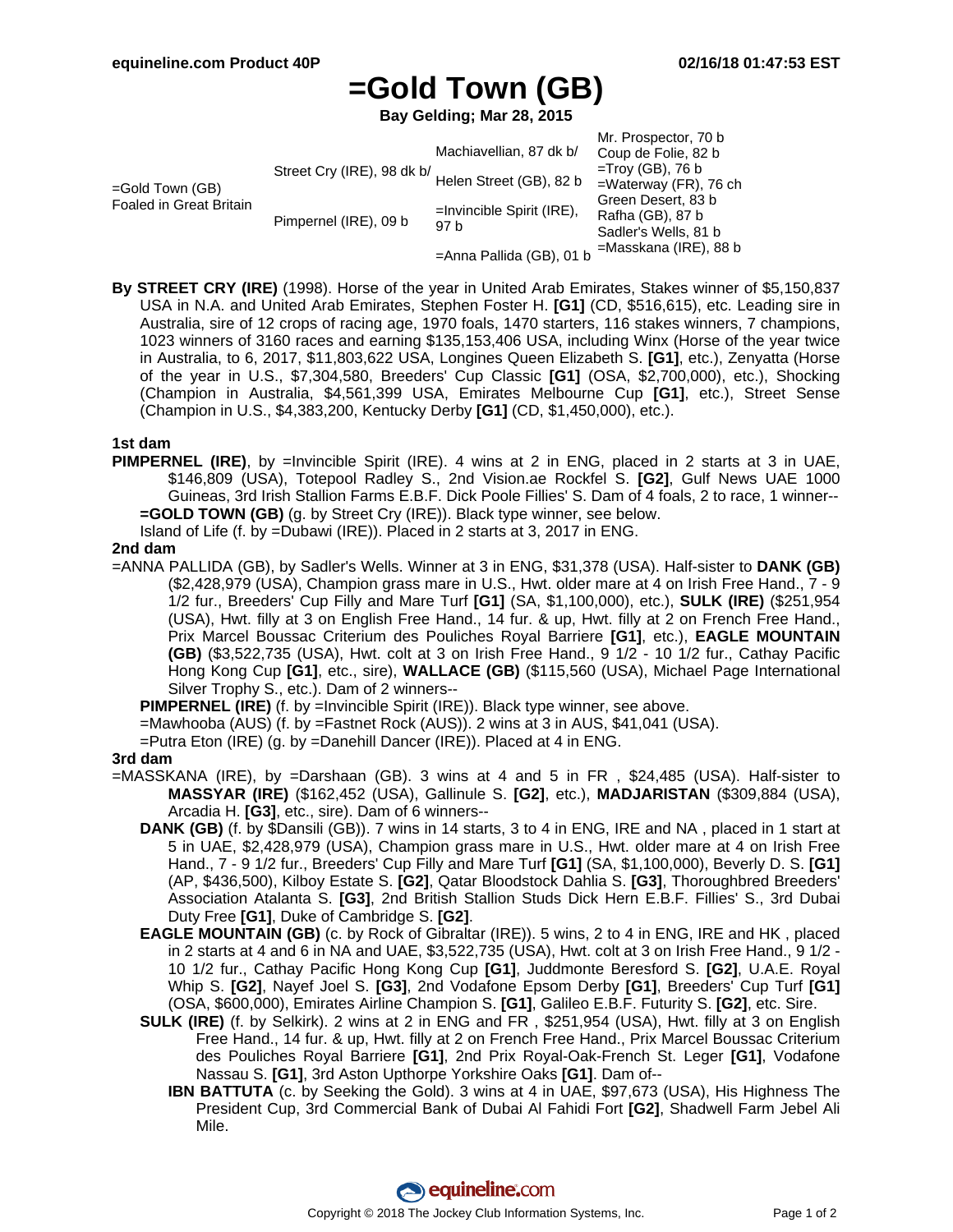# =Gold Town (GB)

**Bay Gelding; Mar 28, 2015**

| | | | |
|---|---|---|---|
| =Gold Town (GB) Foaled in Great Britain | Street Cry (IRE), 98 dk b/ | Machiavellian, 87 dk b/ | Mr. Prospector, 70 b |
| | | | Coup de Folie, 82 b |
| | | Helen Street (GB), 82 b | =Troy (GB), 76 b |
| | | | =Waterway (FR), 76 ch |
| | Pimpernel (IRE), 09 b | =Invincible Spirit (IRE), 97 b | Green Desert, 83 b |
| | | | Rafha (GB), 87 b |
| | | =Anna Pallida (GB), 01 b | Sadler's Wells, 81 b |
| | | | =Masskana (IRE), 88 b |

**By STREET CRY (IRE)** (1998). Horse of the year in United Arab Emirates, Stakes winner of $5,150,837 USA in N.A. and United Arab Emirates, Stephen Foster H. **[G1]** (CD, $516,615), etc. Leading sire in Australia, sire of 12 crops of racing age, 1970 foals, 1470 starters, 116 stakes winners, 7 champions, 1023 winners of 3160 races and earning $135,153,406 USA, including Winx (Horse of the year twice in Australia, to 6, 2017, $11,803,622 USA, Longines Queen Elizabeth S. **[G1]**, etc.), Zenyatta (Horse of the year in U.S., $7,304,580, Breeders' Cup Classic **[G1]** (OSA, $2,700,000), etc.), Shocking (Champion in Australia, $4,561,399 USA, Emirates Melbourne Cup **[G1]**, etc.), Street Sense (Champion in U.S., $4,383,200, Kentucky Derby **[G1]** (CD, $1,450,000), etc.).

### 1st dam

**PIMPERNEL (IRE)**, by =Invincible Spirit (IRE). 4 wins at 2 in ENG, placed in 2 starts at 3 in UAE, $146,809 (USA), Totepool Radley S., 2nd Vision.ae Rockfel S. **[G2]**, Gulf News UAE 1000 Guineas, 3rd Irish Stallion Farms E.B.F. Dick Poole Fillies' S. Dam of 4 foals, 2 to race, 1 winner--

**=GOLD TOWN (GB)** (g. by Street Cry (IRE)). Black type winner, see below.

Island of Life (f. by =Dubawi (IRE)). Placed in 2 starts at 3, 2017 in ENG.

### 2nd dam

=ANNA PALLIDA (GB), by Sadler's Wells. Winner at 3 in ENG, $31,378 (USA). Half-sister to **DANK (GB)** ($2,428,979 (USA), Champion grass mare in U.S., Hwt. older mare at 4 on Irish Free Hand., 7 - 9 1/2 fur., Breeders' Cup Filly and Mare Turf **[G1]** (SA, $1,100,000), etc.), **SULK (IRE)** ($251,954 (USA), Hwt. filly at 3 on English Free Hand., 14 fur. & up, Hwt. filly at 2 on French Free Hand., Prix Marcel Boussac Criterium des Pouliches Royal Barriere **[G1]**, etc.), **EAGLE MOUNTAIN (GB)** ($3,522,735 (USA), Hwt. colt at 3 on Irish Free Hand., 9 1/2 - 10 1/2 fur., Cathay Pacific Hong Kong Cup **[G1]**, etc., sire), **WALLACE (GB)** ($115,560 (USA), Michael Page International Silver Trophy S., etc.). Dam of 2 winners--

**PIMPERNEL (IRE)** (f. by =Invincible Spirit (IRE)). Black type winner, see above.

=Mawhooba (AUS) (f. by =Fastnet Rock (AUS)). 2 wins at 3 in AUS, $41,041 (USA).

=Putra Eton (IRE) (g. by =Danehill Dancer (IRE)). Placed at 4 in ENG.

### 3rd dam

=MASSKANA (IRE), by =Darshaan (GB). 3 wins at 4 and 5 in FR , $24,485 (USA). Half-sister to **MASSYAR (IRE)** ($162,452 (USA), Gallinule S. **[G2]**, etc.), **MADJARISTAN** ($309,884 (USA), Arcadia H. **[G3]**, etc., sire). Dam of 6 winners--

**DANK (GB)** (f. by $Dansili (GB)). 7 wins in 14 starts, 3 to 4 in ENG, IRE and NA , placed in 1 start at 5 in UAE, $2,428,979 (USA), Champion grass mare in U.S., Hwt. older mare at 4 on Irish Free Hand., 7 - 9 1/2 fur., Breeders' Cup Filly and Mare Turf **[G1]** (SA, $1,100,000), Beverly D. S. **[G1]** (AP, $436,500), Kilboy Estate S. **[G2]**, Qatar Bloodstock Dahlia S. **[G3]**, Thoroughbred Breeders' Association Atalanta S. **[G3]**, 2nd British Stallion Studs Dick Hern E.B.F. Fillies' S., 3rd Dubai Duty Free **[G1]**, Duke of Cambridge S. **[G2]**.

**EAGLE MOUNTAIN (GB)** (c. by Rock of Gibraltar (IRE)). 5 wins, 2 to 4 in ENG, IRE and HK , placed in 2 starts at 4 and 6 in NA and UAE, $3,522,735 (USA), Hwt. colt at 3 on Irish Free Hand., 9 1/2 - 10 1/2 fur., Cathay Pacific Hong Kong Cup **[G1]**, Juddmonte Beresford S. **[G2]**, U.A.E. Royal Whip S. **[G2]**, Nayef Joel S. **[G3]**, 2nd Vodafone Epsom Derby **[G1]**, Breeders' Cup Turf **[G1]** (OSA, $600,000), Emirates Airline Champion S. **[G1]**, Galileo E.B.F. Futurity S. **[G2]**, etc. Sire.

**SULK (IRE)** (f. by Selkirk). 2 wins at 2 in ENG and FR , $251,954 (USA), Hwt. filly at 3 on English Free Hand., 14 fur. & up, Hwt. filly at 2 on French Free Hand., Prix Marcel Boussac Criterium des Pouliches Royal Barriere **[G1]**, 2nd Prix Royal-Oak-French St. Leger **[G1]**, Vodafone Nassau S. **[G1]**, 3rd Aston Upthorpe Yorkshire Oaks **[G1]**. Dam of--

**IBN BATTUTA** (c. by Seeking the Gold). 3 wins at 4 in UAE, $97,673 (USA), His Highness The President Cup, 3rd Commercial Bank of Dubai Al Fahidi Fort **[G2]**, Shadwell Farm Jebel Ali Mile.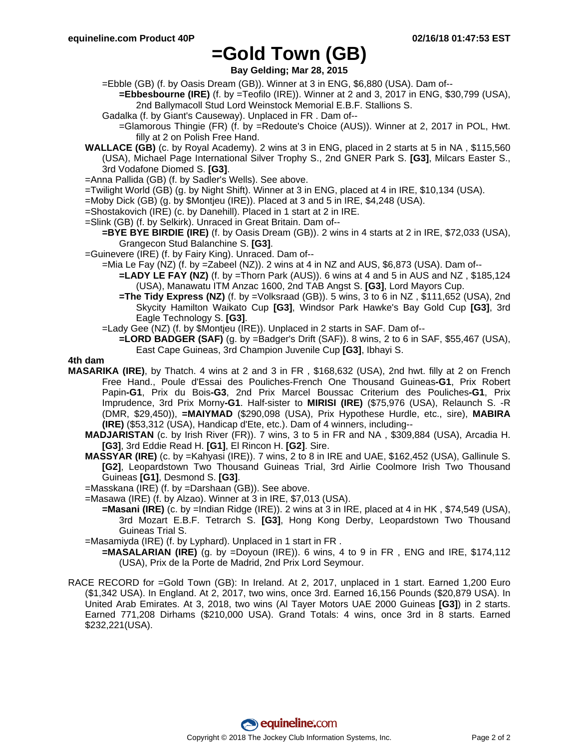# =Gold Town (GB)

**Bay Gelding; Mar 28, 2015**

=Ebble (GB) (f. by Oasis Dream (GB)). Winner at 3 in ENG, $6,880 (USA). Dam of--

**=Ebbesbourne (IRE)** (f. by =Teofilo (IRE)). Winner at 2 and 3, 2017 in ENG, $30,799 (USA), 2nd Ballymacoll Stud Lord Weinstock Memorial E.B.F. Stallions S.

Gadalka (f. by Giant's Causeway). Unplaced in FR . Dam of--

=Glamorous Thingie (FR) (f. by =Redoute's Choice (AUS)). Winner at 2, 2017 in POL, Hwt. filly at 2 on Polish Free Hand.

**WALLACE (GB)** (c. by Royal Academy). 2 wins at 3 in ENG, placed in 2 starts at 5 in NA , $115,560 (USA), Michael Page International Silver Trophy S., 2nd GNER Park S. **[G3]**, Milcars Easter S., 3rd Vodafone Diomed S. **[G3]**.

=Anna Pallida (GB) (f. by Sadler's Wells). See above.

=Twilight World (GB) (g. by Night Shift). Winner at 3 in ENG, placed at 4 in IRE, $10,134 (USA).

=Moby Dick (GB) (g. by $Montjeu (IRE)). Placed at 3 and 5 in IRE, $4,248 (USA).

=Shostakovich (IRE) (c. by Danehill). Placed in 1 start at 2 in IRE.

=Slink (GB) (f. by Selkirk). Unraced in Great Britain. Dam of--

**=BYE BYE BIRDIE (IRE)** (f. by Oasis Dream (GB)). 2 wins in 4 starts at 2 in IRE, $72,033 (USA), Grangecon Stud Balanchine S. **[G3]**.

=Guinevere (IRE) (f. by Fairy King). Unraced. Dam of--

=Mia Le Fay (NZ) (f. by =Zabeel (NZ)). 2 wins at 4 in NZ and AUS, $6,873 (USA). Dam of--

**=LADY LE FAY (NZ)** (f. by =Thorn Park (AUS)). 6 wins at 4 and 5 in AUS and NZ , $185,124 (USA), Manawatu ITM Anzac 1600, 2nd TAB Angst S. **[G3]**, Lord Mayors Cup.

**=The Tidy Express (NZ)** (f. by =Volksraad (GB)). 5 wins, 3 to 6 in NZ , $111,652 (USA), 2nd Skycity Hamilton Waikato Cup **[G3]**, Windsor Park Hawke's Bay Gold Cup **[G3]**, 3rd Eagle Technology S. **[G3]**.

=Lady Gee (NZ) (f. by $Montjeu (IRE)). Unplaced in 2 starts in SAF. Dam of--

**=LORD BADGER (SAF)** (g. by =Badger's Drift (SAF)). 8 wins, 2 to 6 in SAF, $55,467 (USA), East Cape Guineas, 3rd Champion Juvenile Cup **[G3]**, Ibhayi S.

**4th dam**

**MASARIKA (IRE)**, by Thatch. 4 wins at 2 and 3 in FR , $168,632 (USA), 2nd hwt. filly at 2 on French Free Hand., Poule d'Essai des Pouliches-French One Thousand Guineas**-G1**, Prix Robert Papin**-G1**, Prix du Bois**-G3**, 2nd Prix Marcel Boussac Criterium des Pouliches**-G1**, Prix Imprudence, 3rd Prix Morny**-G1**. Half-sister to **MIRISI (IRE)** ($75,976 (USA), Relaunch S. -R (DMR, $29,450)), **=MAIYMAD** ($290,098 (USA), Prix Hypothese Hurdle, etc., sire), **MABIRA (IRE)** ($53,312 (USA), Handicap d'Ete, etc.). Dam of 4 winners, including--

**MADJARISTAN** (c. by Irish River (FR)). 7 wins, 3 to 5 in FR and NA , $309,884 (USA), Arcadia H. **[G3]**, 3rd Eddie Read H. **[G1]**, El Rincon H. **[G2]**. Sire.

**MASSYAR (IRE)** (c. by =Kahyasi (IRE)). 7 wins, 2 to 8 in IRE and UAE, $162,452 (USA), Gallinule S. **[G2]**, Leopardstown Two Thousand Guineas Trial, 3rd Airlie Coolmore Irish Two Thousand Guineas **[G1]**, Desmond S. **[G3]**.

=Masskana (IRE) (f. by =Darshaan (GB)). See above.

=Masawa (IRE) (f. by Alzao). Winner at 3 in IRE, $7,013 (USA).

**=Masani (IRE)** (c. by =Indian Ridge (IRE)). 2 wins at 3 in IRE, placed at 4 in HK , $74,549 (USA), 3rd Mozart E.B.F. Tetrarch S. **[G3]**, Hong Kong Derby, Leopardstown Two Thousand Guineas Trial S.

=Masamiyda (IRE) (f. by Lyphard). Unplaced in 1 start in FR .

**=MASALARIAN (IRE)** (g. by =Doyoun (IRE)). 6 wins, 4 to 9 in FR , ENG and IRE, $174,112 (USA), Prix de la Porte de Madrid, 2nd Prix Lord Seymour.

RACE RECORD for =Gold Town (GB): In Ireland. At 2, 2017, unplaced in 1 start. Earned 1,200 Euro ($1,342 USA). In England. At 2, 2017, two wins, once 3rd. Earned 16,156 Pounds ($20,879 USA). In United Arab Emirates. At 3, 2018, two wins (Al Tayer Motors UAE 2000 Guineas **[G3]**) in 2 starts. Earned 771,208 Dirhams ($210,000 USA). Grand Totals: 4 wins, once 3rd in 8 starts. Earned $232,221(USA).